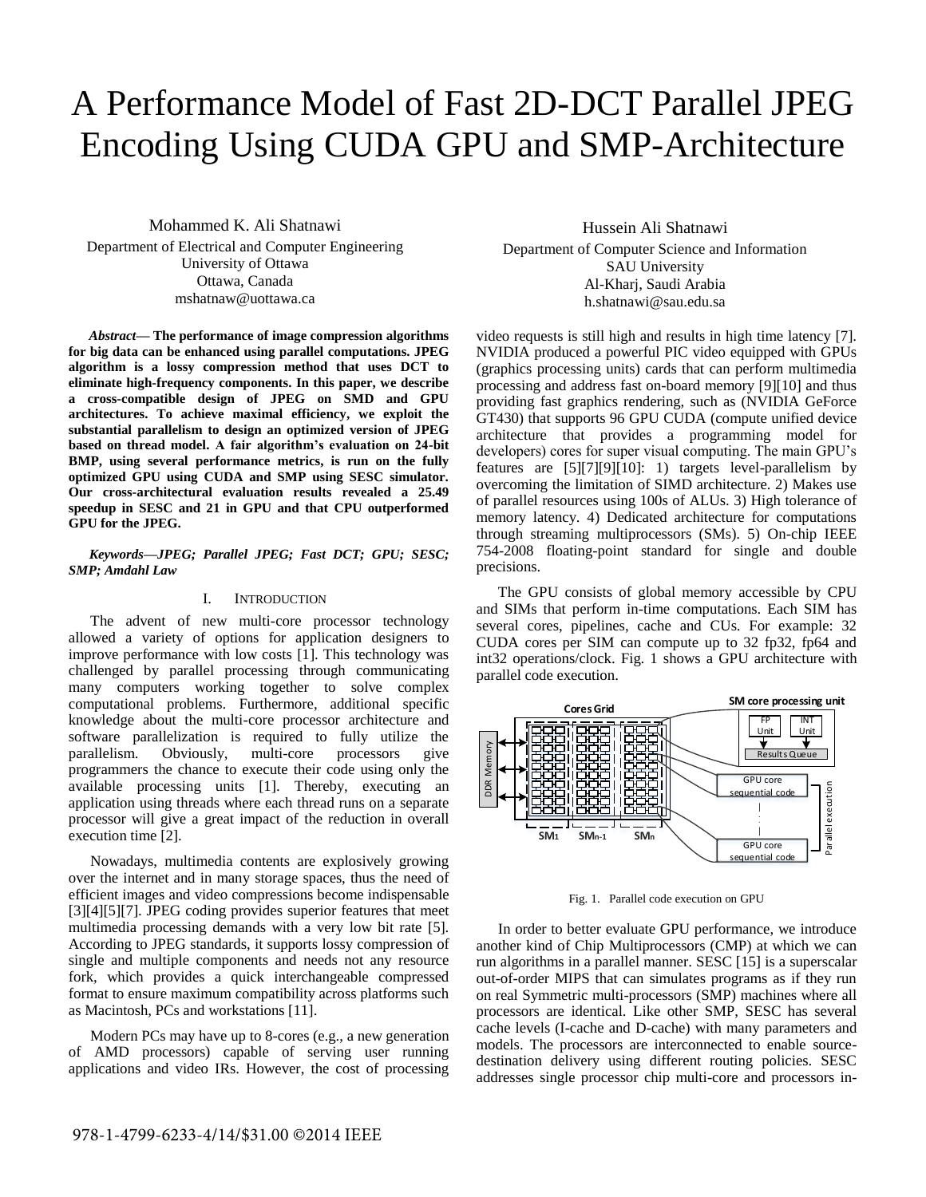# A Performance Model of Fast 2D-DCT Parallel JPEG Encoding Using CUDA GPU and SMP-Architecture

Mohammed K. Ali Shatnawi
Department of Electrical and Computer Engineering
University of Ottawa
Ottawa, Canada
mshatnaw@uottawa.ca

Hussein Ali Shatnawi
Department of Computer Science and Information
SAU University
Al-Kharj, Saudi Arabia
h.shatnawi@sau.edu.sa

***Abstract*— The performance of image compression algorithms for big data can be enhanced using parallel computations. JPEG algorithm is a lossy compression method that uses DCT to eliminate high-frequency components. In this paper, we describe a cross-compatible design of JPEG on SMD and GPU architectures. To achieve maximal efficiency, we exploit the substantial parallelism to design an optimized version of JPEG based on thread model. A fair algorithm's evaluation on 24-bit BMP, using several performance metrics, is run on the fully optimized GPU using CUDA and SMP using SESC simulator. Our cross-architectural evaluation results revealed a 25.49 speedup in SESC and 21 in GPU and that CPU outperformed GPU for the JPEG.**

***Keywords—JPEG; Parallel JPEG; Fast DCT; GPU; SESC; SMP; Amdahl Law***

## I. Introduction

The advent of new multi-core processor technology allowed a variety of options for application designers to improve performance with low costs [1]. This technology was challenged by parallel processing through communicating many computers working together to solve complex computational problems. Furthermore, additional specific knowledge about the multi-core processor architecture and software parallelization is required to fully utilize the parallelism. Obviously, multi-core processors give programmers the chance to execute their code using only the available processing units [1]. Thereby, executing an application using threads where each thread runs on a separate processor will give a great impact of the reduction in overall execution time [2].

Nowadays, multimedia contents are explosively growing over the internet and in many storage spaces, thus the need of efficient images and video compressions become indispensable [3][4][5][7]. JPEG coding provides superior features that meet multimedia processing demands with a very low bit rate [5]. According to JPEG standards, it supports lossy compression of single and multiple components and needs not any resource fork, which provides a quick interchangeable compressed format to ensure maximum compatibility across platforms such as Macintosh, PCs and workstations [11].

Modern PCs may have up to 8-cores (e.g., a new generation of AMD processors) capable of serving user running applications and video IRs. However, the cost of processing video requests is still high and results in high time latency [7]. NVIDIA produced a powerful PIC video equipped with GPUs (graphics processing units) cards that can perform multimedia processing and address fast on-board memory [9][10] and thus providing fast graphics rendering, such as (NVIDIA GeForce GT430) that supports 96 GPU CUDA (compute unified device architecture that provides a programming model for developers) cores for super visual computing. The main GPU's features are [5][7][9][10]: 1) targets level-parallelism by overcoming the limitation of SIMD architecture. 2) Makes use of parallel resources using 100s of ALUs. 3) High tolerance of memory latency. 4) Dedicated architecture for computations through streaming multiprocessors (SMs). 5) On-chip IEEE 754-2008 floating-point standard for single and double precisions.

The GPU consists of global memory accessible by CPU and SIMs that perform in-time computations. Each SIM has several cores, pipelines, cache and CUs. For example: 32 CUDA cores per SIM can compute up to 32 fp32, fp64 and int32 operations/clock. Fig. 1 shows a GPU architecture with parallel code execution.

Fig. 1. Parallel code execution on GPU

In order to better evaluate GPU performance, we introduce another kind of Chip Multiprocessors (CMP) at which we can run algorithms in a parallel manner. SESC [15] is a superscalar out-of-order MIPS that can simulates programs as if they run on real Symmetric multi-processors (SMP) machines where all processors are identical. Like other SMP, SESC has several cache levels (I-cache and D-cache) with many parameters and models. The processors are interconnected to enable source-destination delivery using different routing policies. SESC addresses single processor chip multi-core and processors in-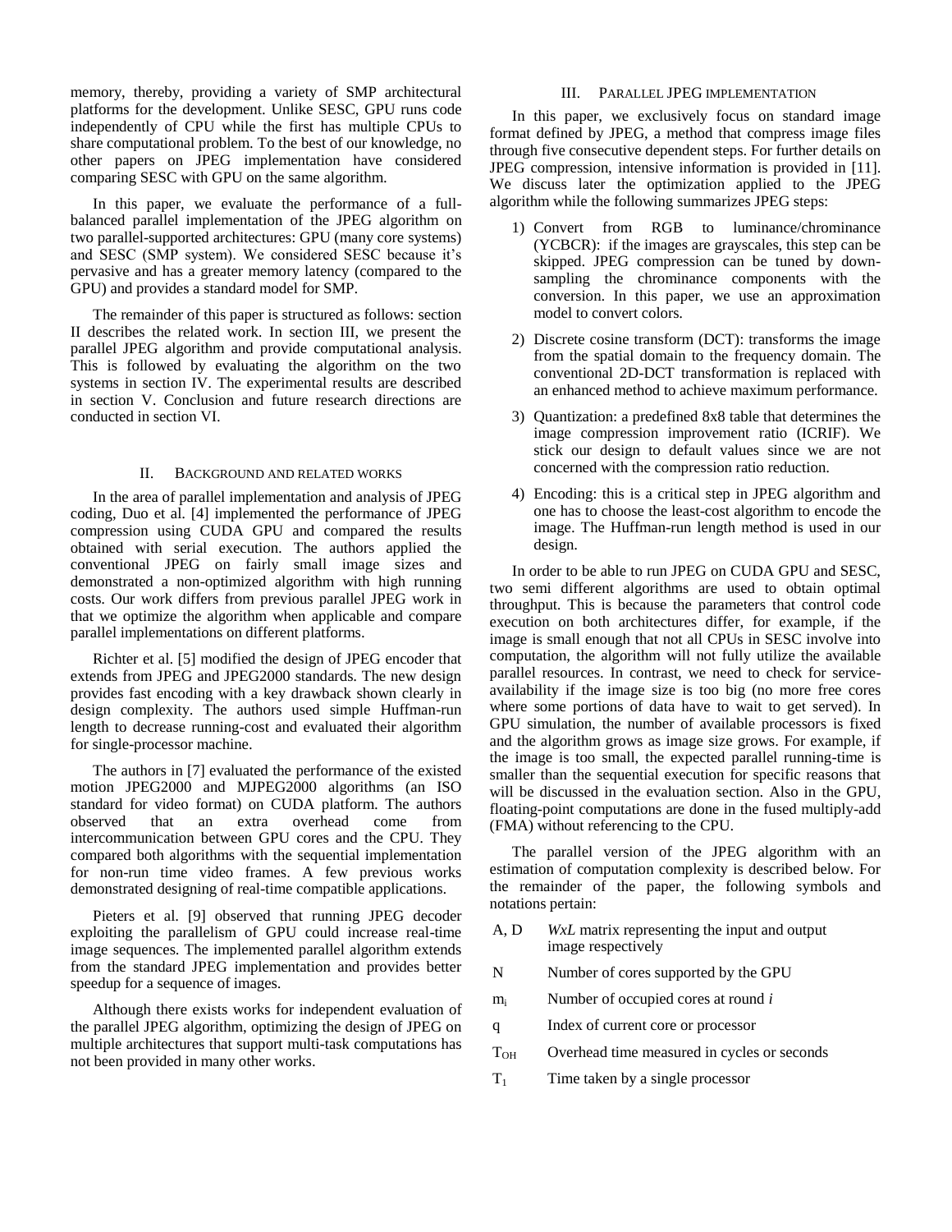memory, thereby, providing a variety of SMP architectural platforms for the development. Unlike SESC, GPU runs code independently of CPU while the first has multiple CPUs to share computational problem. To the best of our knowledge, no other papers on JPEG implementation have considered comparing SESC with GPU on the same algorithm.

In this paper, we evaluate the performance of a full-balanced parallel implementation of the JPEG algorithm on two parallel-supported architectures: GPU (many core systems) and SESC (SMP system). We considered SESC because it's pervasive and has a greater memory latency (compared to the GPU) and provides a standard model for SMP.

The remainder of this paper is structured as follows: section II describes the related work. In section III, we present the parallel JPEG algorithm and provide computational analysis. This is followed by evaluating the algorithm on the two systems in section IV. The experimental results are described in section V. Conclusion and future research directions are conducted in section VI.

## II. Background and Related Works

In the area of parallel implementation and analysis of JPEG coding, Duo et al. [4] implemented the performance of JPEG compression using CUDA GPU and compared the results obtained with serial execution. The authors applied the conventional JPEG on fairly small image sizes and demonstrated a non-optimized algorithm with high running costs. Our work differs from previous parallel JPEG work in that we optimize the algorithm when applicable and compare parallel implementations on different platforms.

Richter et al. [5] modified the design of JPEG encoder that extends from JPEG and JPEG2000 standards. The new design provides fast encoding with a key drawback shown clearly in design complexity. The authors used simple Huffman-run length to decrease running-cost and evaluated their algorithm for single-processor machine.

The authors in [7] evaluated the performance of the existed motion JPEG2000 and MJPEG2000 algorithms (an ISO standard for video format) on CUDA platform. The authors observed that an extra overhead come from intercommunication between GPU cores and the CPU. They compared both algorithms with the sequential implementation for non-run time video frames. A few previous works demonstrated designing of real-time compatible applications.

Pieters et al. [9] observed that running JPEG decoder exploiting the parallelism of GPU could increase real-time image sequences. The implemented parallel algorithm extends from the standard JPEG implementation and provides better speedup for a sequence of images.

Although there exists works for independent evaluation of the parallel JPEG algorithm, optimizing the design of JPEG on multiple architectures that support multi-task computations has not been provided in many other works.

## III. Parallel JPEG Implementation

In this paper, we exclusively focus on standard image format defined by JPEG, a method that compress image files through five consecutive dependent steps. For further details on JPEG compression, intensive information is provided in [11]. We discuss later the optimization applied to the JPEG algorithm while the following summarizes JPEG steps:

1) Convert from RGB to luminance/chrominance (YCBCR): if the images are grayscales, this step can be skipped. JPEG compression can be tuned by down-sampling the chrominance components with the conversion. In this paper, we use an approximation model to convert colors.
2) Discrete cosine transform (DCT): transforms the image from the spatial domain to the frequency domain. The conventional 2D-DCT transformation is replaced with an enhanced method to achieve maximum performance.
3) Quantization: a predefined 8x8 table that determines the image compression improvement ratio (ICRIF). We stick our design to default values since we are not concerned with the compression ratio reduction.
4) Encoding: this is a critical step in JPEG algorithm and one has to choose the least-cost algorithm to encode the image. The Huffman-run length method is used in our design.

In order to be able to run JPEG on CUDA GPU and SESC, two semi different algorithms are used to obtain optimal throughput. This is because the parameters that control code execution on both architectures differ, for example, if the image is small enough that not all CPUs in SESC involve into computation, the algorithm will not fully utilize the available parallel resources. In contrast, we need to check for service-availability if the image size is too big (no more free cores where some portions of data have to wait to get served). In GPU simulation, the number of available processors is fixed and the algorithm grows as image size grows. For example, if the image is too small, the expected parallel running-time is smaller than the sequential execution for specific reasons that will be discussed in the evaluation section. Also in the GPU, floating-point computations are done in the fused multiply-add (FMA) without referencing to the CPU.

The parallel version of the JPEG algorithm with an estimation of computation complexity is described below. For the remainder of the paper, the following symbols and notations pertain:

| | |
|---|---|
| A, D | *WxL* matrix representing the input and output image respectively |
| N | Number of cores supported by the GPU |
| $m_i$ | Number of occupied cores at round *i* |
| q | Index of current core or processor |
| $T_{OH}$ | Overhead time measured in cycles or seconds |
| $T_1$ | Time taken by a single processor |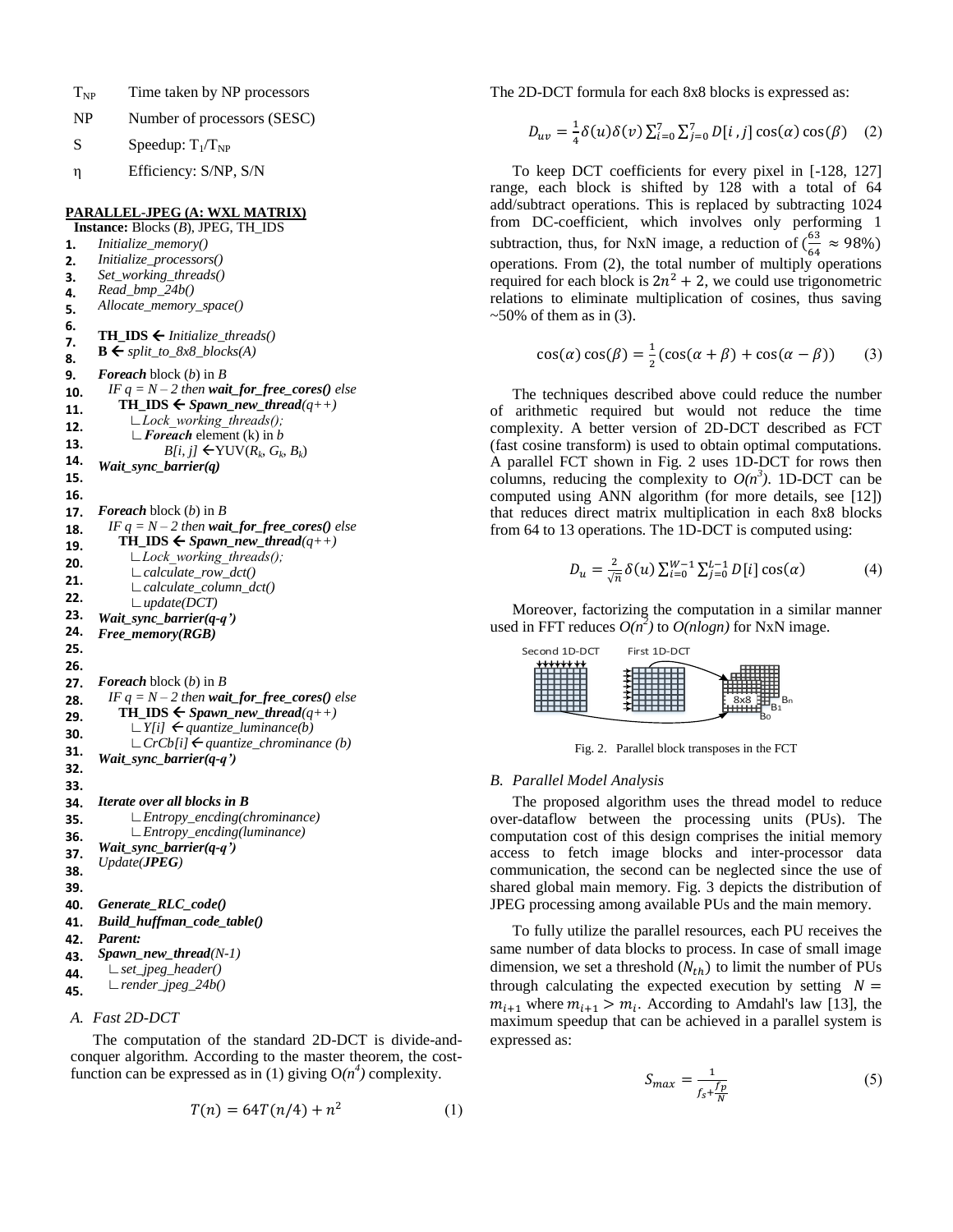| | |
|---|---|
| $T_{NP}$ | Time taken by NP processors |
| NP | Number of processors (SESC) |
| S | Speedup: $T_1/T_{NP}$ |
| η | Efficiency: S/NP, S/N |

**PARALLEL-JPEG (A: WXL MATRIX)**

```
   Instance: Blocks (B), JPEG, TH_IDS
1.  Initialize_memory()
2.  Initialize_processors()
3.  Set_working_threads()
4.  Read_bmp_24b()
5.  Allocate_memory_space()
6.
7.  TH_IDS ← Initialize_threads()
8.  B ← split_to_8x8_blocks(A)
9.  Foreach block (b) in B
10.   IF q = N – 2 then wait_for_free_cores() else
11.     TH_IDS ← Spawn_new_thread(q++)
12.       ∟Lock_working_threads();
13.       ∟Foreach element (k) in b
14.           B[i, j] ←YUV(R_k, G_k, B_k)
15. Wait_sync_barrier(q)
16.
17. Foreach block (b) in B
18.   IF q = N – 2 then wait_for_free_cores() else
19.     TH_IDS ← Spawn_new_thread(q++)
20.       ∟Lock_working_threads();
21.       ∟calculate_row_dct()
22.       ∟calculate_column_dct()
23.       ∟update(DCT)
24. Wait_sync_barrier(q-q')
25. Free_memory(RGB)
26.
27. Foreach block (b) in B
28.   IF q = N – 2 then wait_for_free_cores() else
29.     TH_IDS ← Spawn_new_thread(q++)
30.       ∟Y[i] ← quantize_luminance(b)
31.       ∟CrCb[i] ← quantize_chrominance (b)
32. Wait_sync_barrier(q-q')
33.
34. Iterate over all blocks in B
35.       ∟Entropy_encding(chrominance)
36.       ∟Entropy_encding(luminance)
37. Wait_sync_barrier(q-q')
38. Update(JPEG)
39.
40. Generate_RLC_code()
41. Build_huffman_code_table()
42. Parent:
43. Spawn_new_thread(N-1)
44.   ∟set_jpeg_header()
45.   ∟render_jpeg_24b()
```

### A. Fast 2D-DCT

The computation of the standard 2D-DCT is divide-and-conquer algorithm. According to the master theorem, the cost-function can be expressed as in (1) giving O($n^4$) complexity.

$$T(n) = 64T(n/4) + n^2 \tag{1}$$

The 2D-DCT formula for each 8x8 blocks is expressed as:

$$D_{uv} = \frac{1}{4}\delta(u)\delta(v)\sum_{i=0}^{7}\sum_{j=0}^{7} D[i,j]\cos(\alpha)\cos(\beta) \tag{2}$$

To keep DCT coefficients for every pixel in [-128, 127] range, each block is shifted by 128 with a total of 64 add/subtract operations. This is replaced by subtracting 1024 from DC-coefficient, which involves only performing 1 subtraction, thus, for NxN image, a reduction of ($\frac{63}{64} \approx 98\%$) operations. From (2), the total number of multiply operations required for each block is $2n^2 + 2$, we could use trigonometric relations to eliminate multiplication of cosines, thus saving ~50% of them as in (3).

$$\cos(\alpha)\cos(\beta) = \frac{1}{2}(\cos(\alpha+\beta) + \cos(\alpha-\beta)) \tag{3}$$

The techniques described above could reduce the number of arithmetic required but would not reduce the time complexity. A better version of 2D-DCT described as FCT (fast cosine transform) is used to obtain optimal computations. A parallel FCT shown in Fig. 2 uses 1D-DCT for rows then columns, reducing the complexity to $O(n^3)$. 1D-DCT can be computed using ANN algorithm (for more details, see [12]) that reduces direct matrix multiplication in each 8x8 blocks from 64 to 13 operations. The 1D-DCT is computed using:

$$D_u = \frac{2}{\sqrt{n}}\delta(u)\sum_{i=0}^{W-1}\sum_{j=0}^{L-1} D[i]\cos(\alpha) \tag{4}$$

Moreover, factorizing the computation in a similar manner used in FFT reduces $O(n^2)$ to $O(nlogn)$ for NxN image.

Fig. 2. Parallel block transposes in the FCT

### B. Parallel Model Analysis

The proposed algorithm uses the thread model to reduce over-dataflow between the processing units (PUs). The computation cost of this design comprises the initial memory access to fetch image blocks and inter-processor data communication, the second can be neglected since the use of shared global main memory. Fig. 3 depicts the distribution of JPEG processing among available PUs and the main memory.

To fully utilize the parallel resources, each PU receives the same number of data blocks to process. In case of small image dimension, we set a threshold ($N_{th}$) to limit the number of PUs through calculating the expected execution by setting $N = m_{i+1}$ where $m_{i+1} > m_i$. According to Amdahl's law [13], the maximum speedup that can be achieved in a parallel system is expressed as:

$$S_{max} = \frac{1}{f_s + \frac{f_p}{N}} \tag{5}$$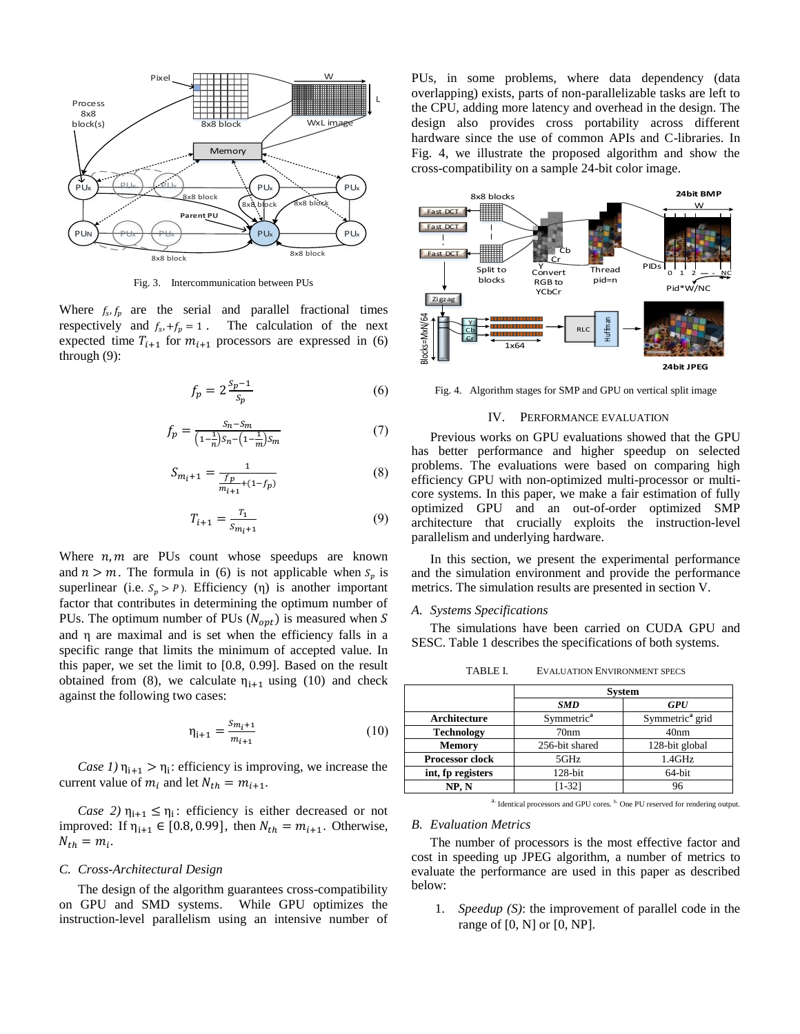Fig. 3. Intercommunication between PUs

Where $f_s, f_p$ are the serial and parallel fractional times respectively and $f_s + f_p = 1$. The calculation of the next expected time $T_{i+1}$ for $m_{i+1}$ processors are expressed in (6) through (9):

$$f_p = 2\frac{S_p - 1}{S_p} \tag{6}$$

$$f_p = \frac{S_n - S_m}{\left(1-\frac{1}{n}\right)S_n - \left(1-\frac{1}{m}\right)S_m} \tag{7}$$

$$S_{m_i+1} = \frac{1}{\frac{fp}{m_{i+1}} + (1-f_p)} \tag{8}$$

$$T_{i+1} = \frac{T_1}{S_{m_i+1}} \tag{9}$$

Where $n, m$ are PUs count whose speedups are known and $n > m$. The formula in (6) is not applicable when $S_p$ is superlinear (i.e. $S_p > P$). Efficiency (η) is another important factor that contributes in determining the optimum number of PUs. The optimum number of PUs ($N_{opt}$) is measured when $S$ and η are maximal and is set when the efficiency falls in a specific range that limits the minimum of accepted value. In this paper, we set the limit to [0.8, 0.99]. Based on the result obtained from (8), we calculate $\eta_{i+1}$ using (10) and check against the following two cases:

$$\eta_{i+1} = \frac{S_{m_i+1}}{m_{i+1}} \tag{10}$$

*Case 1)* $\eta_{i+1} > \eta_i$: efficiency is improving, we increase the current value of $m_i$ and let $N_{th} = m_{i+1}$.

*Case 2)* $\eta_{i+1} \leq \eta_i$: efficiency is either decreased or not improved: If $\eta_{i+1} \in [0.8, 0.99]$, then $N_{th} = m_{i+1}$. Otherwise, $N_{th} = m_i$.

### C. Cross-Architectural Design

The design of the algorithm guarantees cross-compatibility on GPU and SMD systems. While GPU optimizes the instruction-level parallelism using an intensive number of PUs, in some problems, where data dependency (data overlapping) exists, parts of non-parallelizable tasks are left to the CPU, adding more latency and overhead in the design. The design also provides cross portability across different hardware since the use of common APIs and C-libraries. In Fig. 4, we illustrate the proposed algorithm and show the cross-compatibility on a sample 24-bit color image.

Fig. 4. Algorithm stages for SMP and GPU on vertical split image

## IV. Performance Evaluation

Previous works on GPU evaluations showed that the GPU has better performance and higher speedup on selected problems. The evaluations were based on comparing high efficiency GPU with non-optimized multi-processor or multi-core systems. In this paper, we make a fair estimation of fully optimized GPU and an out-of-order optimized SMP architecture that crucially exploits the instruction-level parallelism and underlying hardware.

In this section, we present the experimental performance and the simulation environment and provide the performance metrics. The simulation results are presented in section V.

### A. Systems Specifications

The simulations have been carried on CUDA GPU and SESC. Table 1 describes the specifications of both systems.

TABLE I. Evaluation Environment Specs

| | System | |
|---|---|---|
| | ***SMD*** | ***GPU*** |
| **Architecture** | Symmetric[a] | Symmetric[a] grid |
| **Technology** | 70nm | 40nm |
| **Memory** | 256-bit shared | 128-bit global |
| **Processor clock** | 5GHz | 1.4GHz |
| **int, fp registers** | 128-bit | 64-bit |
| **NP, N** | [1-32] | 96 |

[a] Identical processors and GPU cores. [b] One PU reserved for rendering output.

### B. Evaluation Metrics

The number of processors is the most effective factor and cost in speeding up JPEG algorithm, a number of metrics to evaluate the performance are used in this paper as described below:

1. *Speedup (S)*: the improvement of parallel code in the range of [0, N] or [0, NP].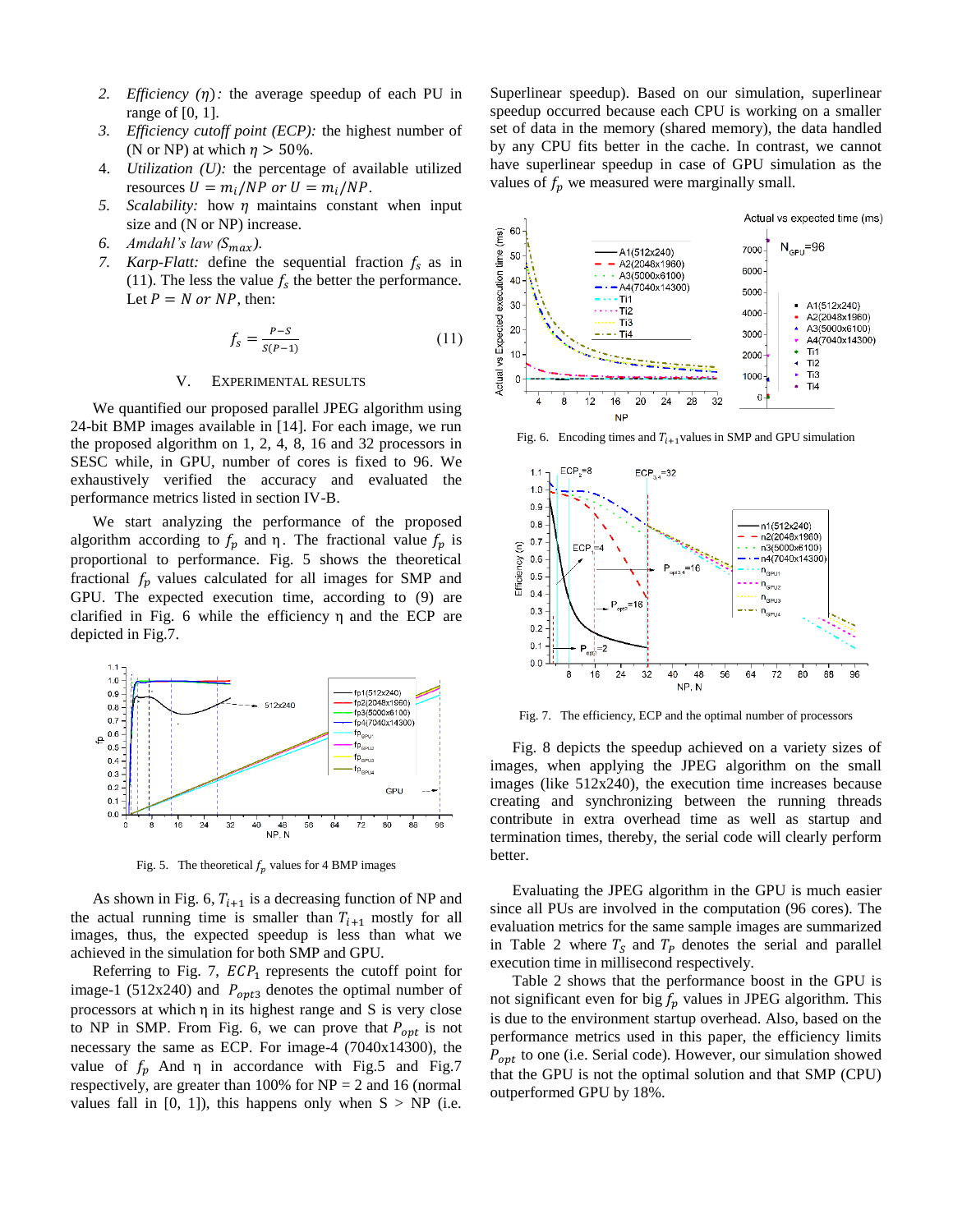2. *Efficiency ($\eta$):* the average speedup of each PU in range of [0, 1].
3. *Efficiency cutoff point (ECP):* the highest number of (N or NP) at which $\eta > 50\%$.
4. *Utilization (U):* the percentage of available utilized resources $U = m_i/NP$ *or* $U = m_i/NP$.
5. *Scalability:* how $\eta$ maintains constant when input size and (N or NP) increase.
6. *Amdahl's law ($S_{max}$).*
7. *Karp-Flatt:* define the sequential fraction $f_s$ as in (11). The less the value $f_s$ the better the performance. Let $P = N$ *or* $NP$, then:

$$f_s = \frac{P-S}{S(P-1)} \tag{11}$$

## V. Experimental Results

We quantified our proposed parallel JPEG algorithm using 24-bit BMP images available in [14]. For each image, we run the proposed algorithm on 1, 2, 4, 8, 16 and 32 processors in SESC while, in GPU, number of cores is fixed to 96. We exhaustively verified the accuracy and evaluated the performance metrics listed in section IV-B.

We start analyzing the performance of the proposed algorithm according to $f_p$ and η. The fractional value $f_p$ is proportional to performance. Fig. 5 shows the theoretical fractional $f_p$ values calculated for all images for SMP and GPU. The expected execution time, according to (9) are clarified in Fig. 6 while the efficiency η and the ECP are depicted in Fig.7.

Fig. 5. The theoretical $f_p$ values for 4 BMP images

As shown in Fig. 6, $T_{i+1}$ is a decreasing function of NP and the actual running time is smaller than $T_{i+1}$ mostly for all images, thus, the expected speedup is less than what we achieved in the simulation for both SMP and GPU.

Referring to Fig. 7, $ECP_1$ represents the cutoff point for image-1 (512x240) and $P_{opt3}$ denotes the optimal number of processors at which η in its highest range and S is very close to NP in SMP. From Fig. 6, we can prove that $P_{opt}$ is not necessary the same as ECP. For image-4 (7040x14300), the value of $f_p$ And η in accordance with Fig.5 and Fig.7 respectively, are greater than 100% for NP = 2 and 16 (normal values fall in [0, 1]), this happens only when S > NP (i.e. Superlinear speedup). Based on our simulation, superlinear speedup occurred because each CPU is working on a smaller set of data in the memory (shared memory), the data handled by any CPU fits better in the cache. In contrast, we cannot have superlinear speedup in case of GPU simulation as the values of $f_p$ we measured were marginally small.

Fig. 6. Encoding times and $T_{i+1}$ values in SMP and GPU simulation

Fig. 7. The efficiency, ECP and the optimal number of processors

Fig. 8 depicts the speedup achieved on a variety sizes of images, when applying the JPEG algorithm on the small images (like 512x240), the execution time increases because creating and synchronizing between the running threads contribute in extra overhead time as well as startup and termination times, thereby, the serial code will clearly perform better.

Evaluating the JPEG algorithm in the GPU is much easier since all PUs are involved in the computation (96 cores). The evaluation metrics for the same sample images are summarized in Table 2 where $T_S$ and $T_P$ denotes the serial and parallel execution time in millisecond respectively.

Table 2 shows that the performance boost in the GPU is not significant even for big $f_p$ values in JPEG algorithm. This is due to the environment startup overhead. Also, based on the performance metrics used in this paper, the efficiency limits $P_{opt}$ to one (i.e. Serial code). However, our simulation showed that the GPU is not the optimal solution and that SMP (CPU) outperformed GPU by 18%.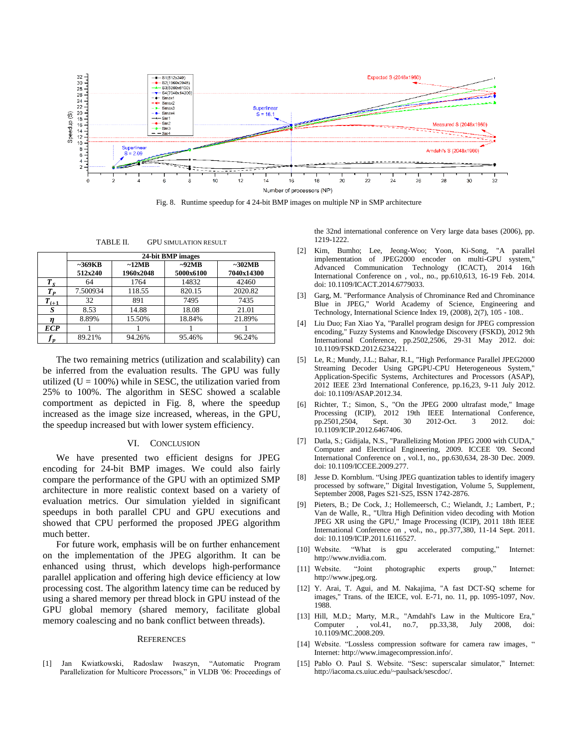32
30
28
26
24
22
20
18
16
14
12
10
8
6
4
2

Speedup (S)

0 2 4 6 8 10 12 14 16 18 20 22 24 26 28 30 32

Number of processors (NP)

S1(512x240)
S2(1960x2048)
S3(5000x6100)
S4(7040x14300)
Smax1
Smax2
Smax3
Smax4
Sm1
Sm2
Sm3
Sm4

Expected S (2048x1960)

Superlinear
S = 16.1

Measured S (2048x1960)

Amdahl's S (2048x1960)

Superlinear
S = 2.09

Fig. 8. Runtime speedup for 4 24-bit BMP images on multiple NP in SMP architecture

TABLE II. GPU SIMULATION RESULT

| | 24-bit BMP images | | | |
|---|---|---|---|---|
| | ~369KB 512x240 | ~12MB 1960x2048 | ~92MB 5000x6100 | ~302MB 7040x14300 |
| $T_S$ | 64 | 1764 | 14832 | 42460 |
| $T_P$ | 7.500934 | 118.55 | 820.15 | 2020.82 |
| $T_{i+1}$ | 32 | 891 | 7495 | 7435 |
| $S$ | 8.53 | 14.88 | 18.08 | 21.01 |
| $\eta$ | 8.89% | 15.50% | 18.84% | 21.89% |
| $ECP$ | 1 | 1 | 1 | 1 |
| $f_p$ | 89.21% | 94.26% | 95.46% | 96.24% |

The two remaining metrics (utilization and scalability) can be inferred from the evaluation results. The GPU was fully utilized (U = 100%) while in SESC, the utilization varied from 25% to 100%. The algorithm in SESC showed a scalable comportment as depicted in Fig. 8, where the speedup increased as the image size increased, whereas, in the GPU, the speedup increased but with lower system efficiency.

## VI. Conclusion

We have presented two efficient designs for JPEG encoding for 24-bit BMP images. We could also fairly compare the performance of the GPU with an optimized SMP architecture in more realistic context based on a variety of evaluation metrics. Our simulation yielded in significant speedups in both parallel CPU and GPU executions and showed that CPU performed the proposed JPEG algorithm much better.

For future work, emphasis will be on further enhancement on the implementation of the JPEG algorithm. It can be enhanced using thrust, which develops high-performance parallel application and offering high device efficiency at low processing cost. The algorithm latency time can be reduced by using a shared memory per thread block in GPU instead of the GPU global memory (shared memory, facilitate global memory coalescing and no bank conflict between threads).

## References

[1] Jan Kwiatkowski, Radoslaw Iwaszyn, "Automatic Program Parallelization for Multicore Processors," in VLDB '06: Proceedings of the 32nd international conference on Very large data bases (2006), pp. 1219-1222.

[2] Kim, Bumho; Lee, Jeong-Woo; Yoon, Ki-Song, "A parallel implementation of JPEG2000 encoder on multi-GPU system," Advanced Communication Technology (ICACT), 2014 16th International Conference on , vol., no., pp.610,613, 16-19 Feb. 2014. doi: 10.1109/ICACT.2014.6779033.

[3] Garg, M. "Performance Analysis of Chrominance Red and Chrominance Blue in JPEG," World Academy of Science, Engineering and Technology, International Science Index 19, (2008), 2(7), 105 - 108..

[4] Liu Duo; Fan Xiao Ya, "Parallel program design for JPEG compression encoding," Fuzzy Systems and Knowledge Discovery (FSKD), 2012 9th International Conference, pp.2502,2506, 29-31 May 2012. doi: 10.1109/FSKD.2012.6234221.

[5] Le, R.; Mundy, J.L.; Bahar, R.I., "High Performance Parallel JPEG2000 Streaming Decoder Using GPGPU-CPU Heterogeneous System," Application-Specific Systems, Architectures and Processors (ASAP), 2012 IEEE 23rd International Conference, pp.16,23, 9-11 July 2012. doi: 10.1109/ASAP.2012.34.

[6] Richter, T.; Simon, S., "On the JPEG 2000 ultrafast mode," Image Processing (ICIP), 2012 19th IEEE International Conference, pp.2501,2504, Sept. 30 2012-Oct. 3 2012. doi: 10.1109/ICIP.2012.6467406.

[7] Datla, S.; Gidijala, N.S., "Parallelizing Motion JPEG 2000 with CUDA," Computer and Electrical Engineering, 2009. ICCEE '09. Second International Conference on , vol.1, no., pp.630,634, 28-30 Dec. 2009. doi: 10.1109/ICCEE.2009.277.

[8] Jesse D. Kornblum. "Using JPEG quantization tables to identify imagery processed by software," Digital Investigation, Volume 5, Supplement, September 2008, Pages S21-S25, ISSN 1742-2876.

[9] Pieters, B.; De Cock, J.; Hollemeersch, C.; Wielandt, J.; Lambert, P.; Van de Walle, R., "Ultra High Definition video decoding with Motion JPEG XR using the GPU," Image Processing (ICIP), 2011 18th IEEE International Conference on , vol., no., pp.377,380, 11-14 Sept. 2011. doi: 10.1109/ICIP.2011.6116527.

[10] Website. "What is gpu accelerated computing," Internet: http://www.nvidia.com.

[11] Website. "Joint photographic experts group," Internet: http://www.jpeg.org.

[12] Y. Arai, T. Agui, and M. Nakajima, "A fast DCT-SQ scheme for images," Trans. of the IEICE, vol. E-71, no. 11, pp. 1095-1097, Nov. 1988.

[13] Hill, M.D.; Marty, M.R., "Amdahl's Law in the Multicore Era," Computer , vol.41, no.7, pp.33,38, July 2008, doi: 10.1109/MC.2008.209.

[14] Website. "Lossless compression software for camera raw images, " Internet: http://www.imagecompression.info/.

[15] Pablo O. Paul S. Website. "Sesc: superscalar simulator," Internet: http://iacoma.cs.uiuc.edu/~paulsack/sescdoc/.